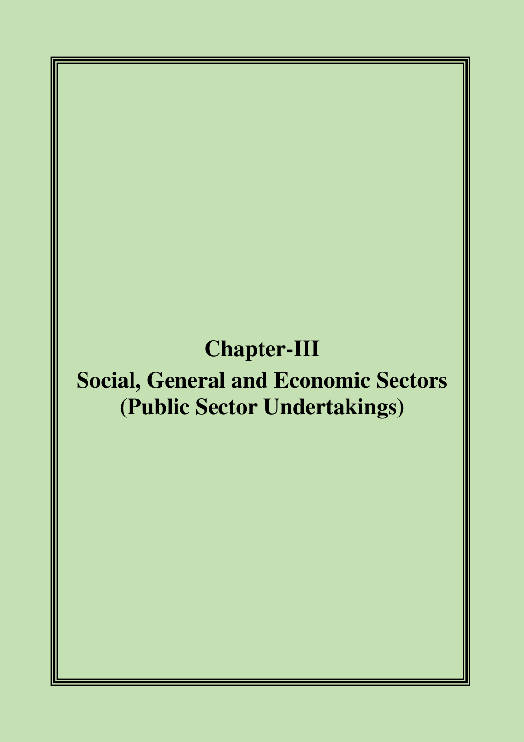# Chapter-III

# Social, General and Economic Sectors (Public Sector Undertakings)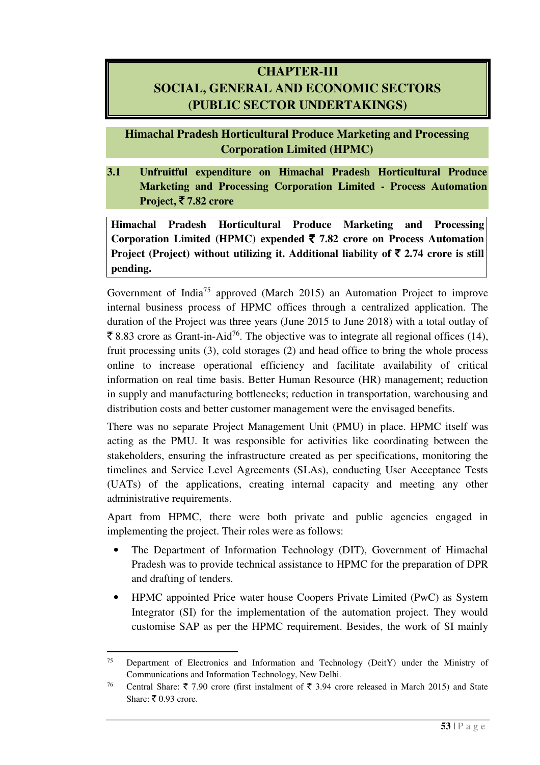# CHAPTER-III
# SOCIAL, GENERAL AND ECONOMIC SECTORS
# (PUBLIC SECTOR UNDERTAKINGS)

## Himachal Pradesh Horticultural Produce Marketing and Processing Corporation Limited (HPMC)

### 3.1 Unfruitful expenditure on Himachal Pradesh Horticultural Produce Marketing and Processing Corporation Limited - Process Automation Project, ₹ 7.82 crore

**Himachal Pradesh Horticultural Produce Marketing and Processing Corporation Limited (HPMC) expended ₹ 7.82 crore on Process Automation Project (Project) without utilizing it. Additional liability of ₹ 2.74 crore is still pending.**

Government of India[75] approved (March 2015) an Automation Project to improve internal business process of HPMC offices through a centralized application. The duration of the Project was three years (June 2015 to June 2018) with a total outlay of ₹ 8.83 crore as Grant-in-Aid[76]. The objective was to integrate all regional offices (14), fruit processing units (3), cold storages (2) and head office to bring the whole process online to increase operational efficiency and facilitate availability of critical information on real time basis. Better Human Resource (HR) management; reduction in supply and manufacturing bottlenecks; reduction in transportation, warehousing and distribution costs and better customer management were the envisaged benefits.

There was no separate Project Management Unit (PMU) in place. HPMC itself was acting as the PMU. It was responsible for activities like coordinating between the stakeholders, ensuring the infrastructure created as per specifications, monitoring the timelines and Service Level Agreements (SLAs), conducting User Acceptance Tests (UATs) of the applications, creating internal capacity and meeting any other administrative requirements.

Apart from HPMC, there were both private and public agencies engaged in implementing the project. Their roles were as follows:

- The Department of Information Technology (DIT), Government of Himachal Pradesh was to provide technical assistance to HPMC for the preparation of DPR and drafting of tenders.
- HPMC appointed Price water house Coopers Private Limited (PwC) as System Integrator (SI) for the implementation of the automation project. They would customise SAP as per the HPMC requirement. Besides, the work of SI mainly

---

[75] Department of Electronics and Information and Technology (DeitY) under the Ministry of Communications and Information Technology, New Delhi.

[76] Central Share: ₹ 7.90 crore (first instalment of ₹ 3.94 crore released in March 2015) and State Share: ₹ 0.93 crore.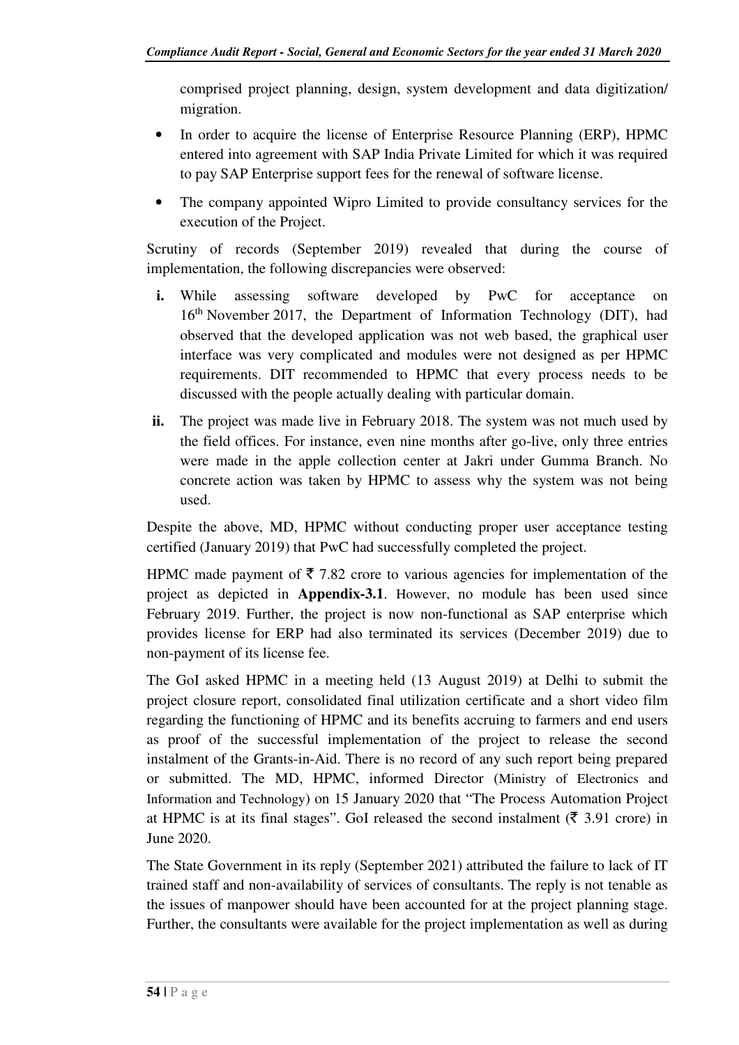comprised project planning, design, system development and data digitization/ migration.

- In order to acquire the license of Enterprise Resource Planning (ERP), HPMC entered into agreement with SAP India Private Limited for which it was required to pay SAP Enterprise support fees for the renewal of software license.
- The company appointed Wipro Limited to provide consultancy services for the execution of the Project.

Scrutiny of records (September 2019) revealed that during the course of implementation, the following discrepancies were observed:

**i.** While assessing software developed by PwC for acceptance on 16th November 2017, the Department of Information Technology (DIT), had observed that the developed application was not web based, the graphical user interface was very complicated and modules were not designed as per HPMC requirements. DIT recommended to HPMC that every process needs to be discussed with the people actually dealing with particular domain.

**ii.** The project was made live in February 2018. The system was not much used by the field offices. For instance, even nine months after go-live, only three entries were made in the apple collection center at Jakri under Gumma Branch. No concrete action was taken by HPMC to assess why the system was not being used.

Despite the above, MD, HPMC without conducting proper user acceptance testing certified (January 2019) that PwC had successfully completed the project.

HPMC made payment of ₹ 7.82 crore to various agencies for implementation of the project as depicted in **Appendix-3.1**. However, no module has been used since February 2019. Further, the project is now non-functional as SAP enterprise which provides license for ERP had also terminated its services (December 2019) due to non-payment of its license fee.

The GoI asked HPMC in a meeting held (13 August 2019) at Delhi to submit the project closure report, consolidated final utilization certificate and a short video film regarding the functioning of HPMC and its benefits accruing to farmers and end users as proof of the successful implementation of the project to release the second instalment of the Grants-in-Aid. There is no record of any such report being prepared or submitted. The MD, HPMC, informed Director (Ministry of Electronics and Information and Technology) on 15 January 2020 that "The Process Automation Project at HPMC is at its final stages". GoI released the second instalment (₹ 3.91 crore) in June 2020.

The State Government in its reply (September 2021) attributed the failure to lack of IT trained staff and non-availability of services of consultants. The reply is not tenable as the issues of manpower should have been accounted for at the project planning stage. Further, the consultants were available for the project implementation as well as during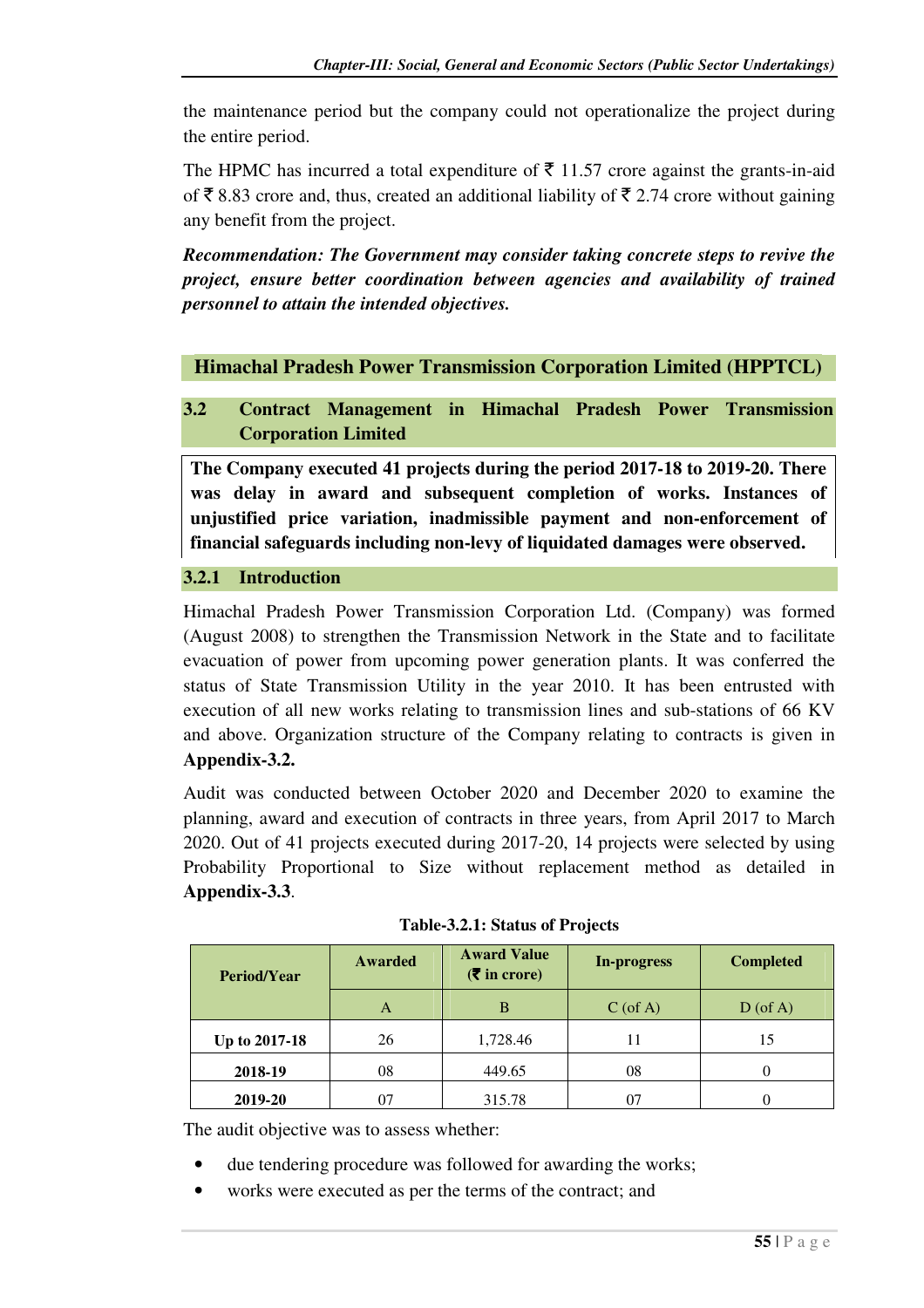the maintenance period but the company could not operationalize the project during the entire period.

The HPMC has incurred a total expenditure of ₹ 11.57 crore against the grants-in-aid of ₹ 8.83 crore and, thus, created an additional liability of ₹ 2.74 crore without gaining any benefit from the project.

***Recommendation: The Government may consider taking concrete steps to revive the project, ensure better coordination between agencies and availability of trained personnel to attain the intended objectives.***

## Himachal Pradesh Power Transmission Corporation Limited (HPPTCL)

### 3.2 Contract Management in Himachal Pradesh Power Transmission Corporation Limited

**The Company executed 41 projects during the period 2017-18 to 2019-20. There was delay in award and subsequent completion of works. Instances of unjustified price variation, inadmissible payment and non-enforcement of financial safeguards including non-levy of liquidated damages were observed.**

#### 3.2.1 Introduction

Himachal Pradesh Power Transmission Corporation Ltd. (Company) was formed (August 2008) to strengthen the Transmission Network in the State and to facilitate evacuation of power from upcoming power generation plants. It was conferred the status of State Transmission Utility in the year 2010. It has been entrusted with execution of all new works relating to transmission lines and sub-stations of 66 KV and above. Organization structure of the Company relating to contracts is given in **Appendix-3.2.**

Audit was conducted between October 2020 and December 2020 to examine the planning, award and execution of contracts in three years, from April 2017 to March 2020. Out of 41 projects executed during 2017-20, 14 projects were selected by using Probability Proportional to Size without replacement method as detailed in **Appendix-3.3**.

**Table-3.2.1: Status of Projects**

| Period/Year | Awarded | Award Value (₹ in crore) | In-progress | Completed |
|---|---|---|---|---|
| | A | B | C (of A) | D (of A) |
| **Up to 2017-18** | 26 | 1,728.46 | 11 | 15 |
| **2018-19** | 08 | 449.65 | 08 | 0 |
| **2019-20** | 07 | 315.78 | 07 | 0 |

The audit objective was to assess whether:

- due tendering procedure was followed for awarding the works;
- works were executed as per the terms of the contract; and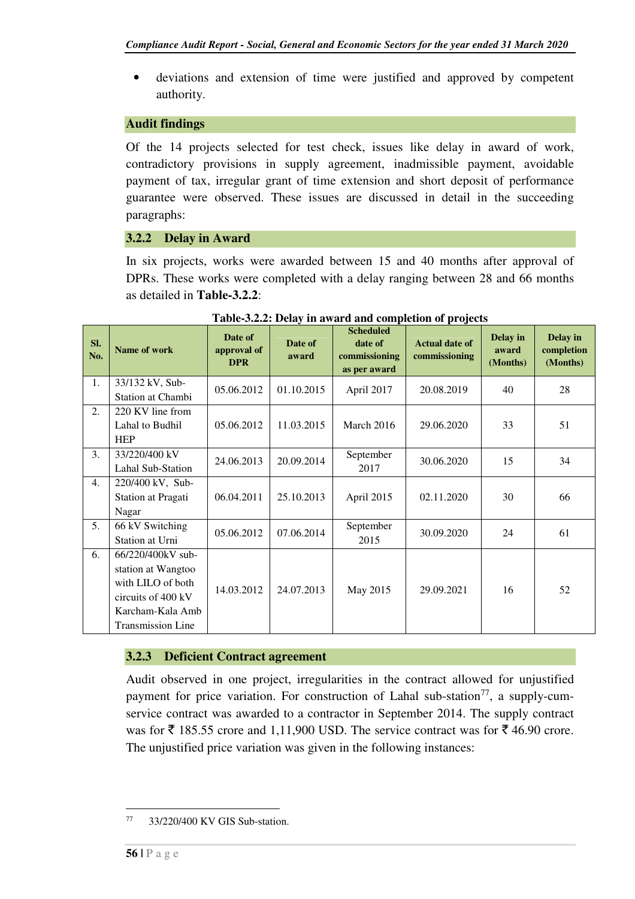- deviations and extension of time were justified and approved by competent authority.

### Audit findings

Of the 14 projects selected for test check, issues like delay in award of work, contradictory provisions in supply agreement, inadmissible payment, avoidable payment of tax, irregular grant of time extension and short deposit of performance guarantee were observed. These issues are discussed in detail in the succeeding paragraphs:

### 3.2.2 Delay in Award

In six projects, works were awarded between 15 and 40 months after approval of DPRs. These works were completed with a delay ranging between 28 and 66 months as detailed in **Table-3.2.2**:

**Table-3.2.2: Delay in award and completion of projects**

| Sl. No. | Name of work | Date of approval of DPR | Date of award | Scheduled date of commissioning as per award | Actual date of commissioning | Delay in award (Months) | Delay in completion (Months) |
|---|---|---|---|---|---|---|---|
| 1. | 33/132 kV, Sub-Station at Chambi | 05.06.2012 | 01.10.2015 | April 2017 | 20.08.2019 | 40 | 28 |
| 2. | 220 KV line from Lahal to Budhil HEP | 05.06.2012 | 11.03.2015 | March 2016 | 29.06.2020 | 33 | 51 |
| 3. | 33/220/400 kV Lahal Sub-Station | 24.06.2013 | 20.09.2014 | September 2017 | 30.06.2020 | 15 | 34 |
| 4. | 220/400 kV, Sub-Station at Pragati Nagar | 06.04.2011 | 25.10.2013 | April 2015 | 02.11.2020 | 30 | 66 |
| 5. | 66 kV Switching Station at Urni | 05.06.2012 | 07.06.2014 | September 2015 | 30.09.2020 | 24 | 61 |
| 6. | 66/220/400kV sub-station at Wangtoo with LILO of both circuits of 400 kV Karcham-Kala Amb Transmission Line | 14.03.2012 | 24.07.2013 | May 2015 | 29.09.2021 | 16 | 52 |

### 3.2.3 Deficient Contract agreement

Audit observed in one project, irregularities in the contract allowed for unjustified payment for price variation. For construction of Lahal sub-station[77], a supply-cum-service contract was awarded to a contractor in September 2014. The supply contract was for ₹ 185.55 crore and 1,11,900 USD. The service contract was for ₹ 46.90 crore. The unjustified price variation was given in the following instances:

[77] 33/220/400 KV GIS Sub-station.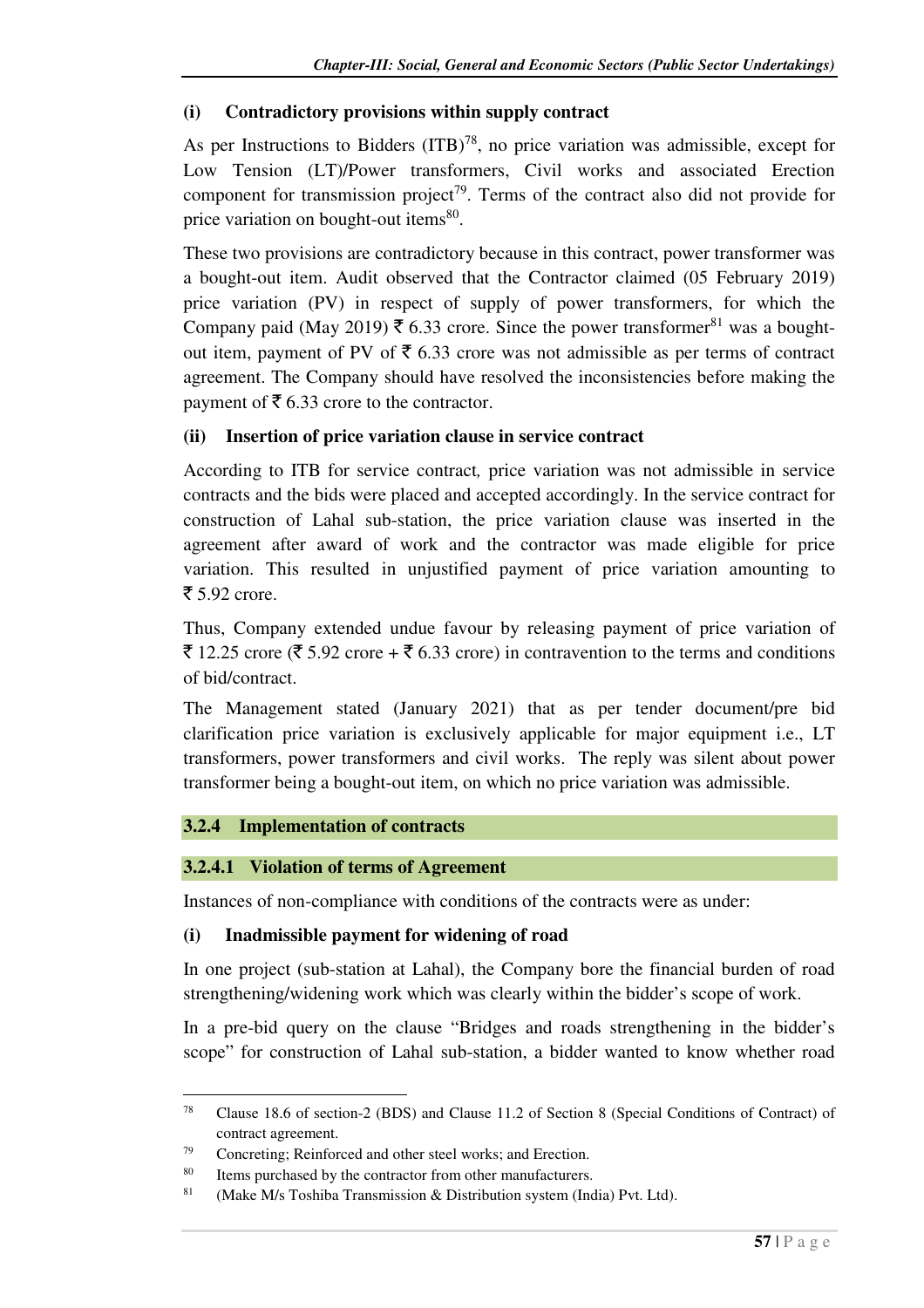#### (i) Contradictory provisions within supply contract

As per Instructions to Bidders (ITB)[78], no price variation was admissible, except for Low Tension (LT)/Power transformers, Civil works and associated Erection component for transmission project[79]. Terms of the contract also did not provide for price variation on bought-out items[80].

These two provisions are contradictory because in this contract, power transformer was a bought-out item. Audit observed that the Contractor claimed (05 February 2019) price variation (PV) in respect of supply of power transformers, for which the Company paid (May 2019) ₹ 6.33 crore. Since the power transformer[81] was a bought-out item, payment of PV of ₹ 6.33 crore was not admissible as per terms of contract agreement. The Company should have resolved the inconsistencies before making the payment of ₹ 6.33 crore to the contractor.

#### (ii) Insertion of price variation clause in service contract

According to ITB for service contract, price variation was not admissible in service contracts and the bids were placed and accepted accordingly. In the service contract for construction of Lahal sub-station, the price variation clause was inserted in the agreement after award of work and the contractor was made eligible for price variation. This resulted in unjustified payment of price variation amounting to ₹ 5.92 crore.

Thus, Company extended undue favour by releasing payment of price variation of ₹ 12.25 crore (₹ 5.92 crore + ₹ 6.33 crore) in contravention to the terms and conditions of bid/contract.

The Management stated (January 2021) that as per tender document/pre bid clarification price variation is exclusively applicable for major equipment i.e., LT transformers, power transformers and civil works. The reply was silent about power transformer being a bought-out item, on which no price variation was admissible.

## 3.2.4 Implementation of contracts

### 3.2.4.1 Violation of terms of Agreement

Instances of non-compliance with conditions of the contracts were as under:

#### (i) Inadmissible payment for widening of road

In one project (sub-station at Lahal), the Company bore the financial burden of road strengthening/widening work which was clearly within the bidder's scope of work.

In a pre-bid query on the clause "Bridges and roads strengthening in the bidder's scope" for construction of Lahal sub-station, a bidder wanted to know whether road

---

[78] Clause 18.6 of section-2 (BDS) and Clause 11.2 of Section 8 (Special Conditions of Contract) of contract agreement.

[79] Concreting; Reinforced and other steel works; and Erection.

[80] Items purchased by the contractor from other manufacturers.

[81] (Make M/s Toshiba Transmission & Distribution system (India) Pvt. Ltd).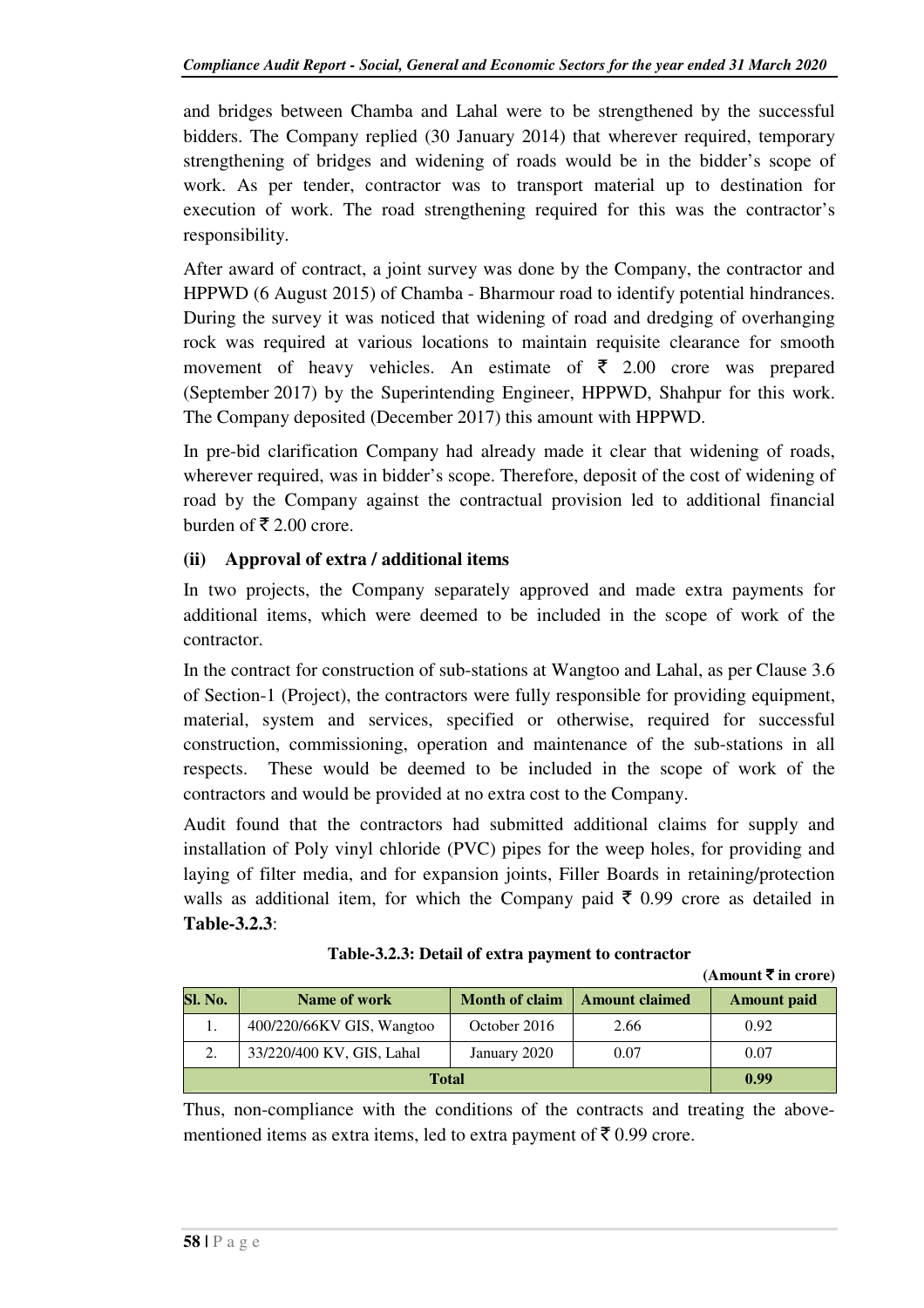and bridges between Chamba and Lahal were to be strengthened by the successful bidders. The Company replied (30 January 2014) that wherever required, temporary strengthening of bridges and widening of roads would be in the bidder's scope of work. As per tender, contractor was to transport material up to destination for execution of work. The road strengthening required for this was the contractor's responsibility.

After award of contract, a joint survey was done by the Company, the contractor and HPPWD (6 August 2015) of Chamba - Bharmour road to identify potential hindrances. During the survey it was noticed that widening of road and dredging of overhanging rock was required at various locations to maintain requisite clearance for smooth movement of heavy vehicles. An estimate of ₹ 2.00 crore was prepared (September 2017) by the Superintending Engineer, HPPWD, Shahpur for this work. The Company deposited (December 2017) this amount with HPPWD.

In pre-bid clarification Company had already made it clear that widening of roads, wherever required, was in bidder's scope. Therefore, deposit of the cost of widening of road by the Company against the contractual provision led to additional financial burden of ₹ 2.00 crore.

**(ii) Approval of extra / additional items**

In two projects, the Company separately approved and made extra payments for additional items, which were deemed to be included in the scope of work of the contractor.

In the contract for construction of sub-stations at Wangtoo and Lahal, as per Clause 3.6 of Section-1 (Project), the contractors were fully responsible for providing equipment, material, system and services, specified or otherwise, required for successful construction, commissioning, operation and maintenance of the sub-stations in all respects. These would be deemed to be included in the scope of work of the contractors and would be provided at no extra cost to the Company.

Audit found that the contractors had submitted additional claims for supply and installation of Poly vinyl chloride (PVC) pipes for the weep holes, for providing and laying of filter media, and for expansion joints, Filler Boards in retaining/protection walls as additional item, for which the Company paid ₹ 0.99 crore as detailed in **Table-3.2.3**:

**Table-3.2.3: Detail of extra payment to contractor**

**(Amount ₹ in crore)**

| Sl. No. | Name of work | Month of claim | Amount claimed | Amount paid |
|---|---|---|---|---|
| 1. | 400/220/66KV GIS, Wangtoo | October 2016 | 2.66 | 0.92 |
| 2. | 33/220/400 KV, GIS, Lahal | January 2020 | 0.07 | 0.07 |
| **Total** | | | | **0.99** |

Thus, non-compliance with the conditions of the contracts and treating the above-mentioned items as extra items, led to extra payment of ₹ 0.99 crore.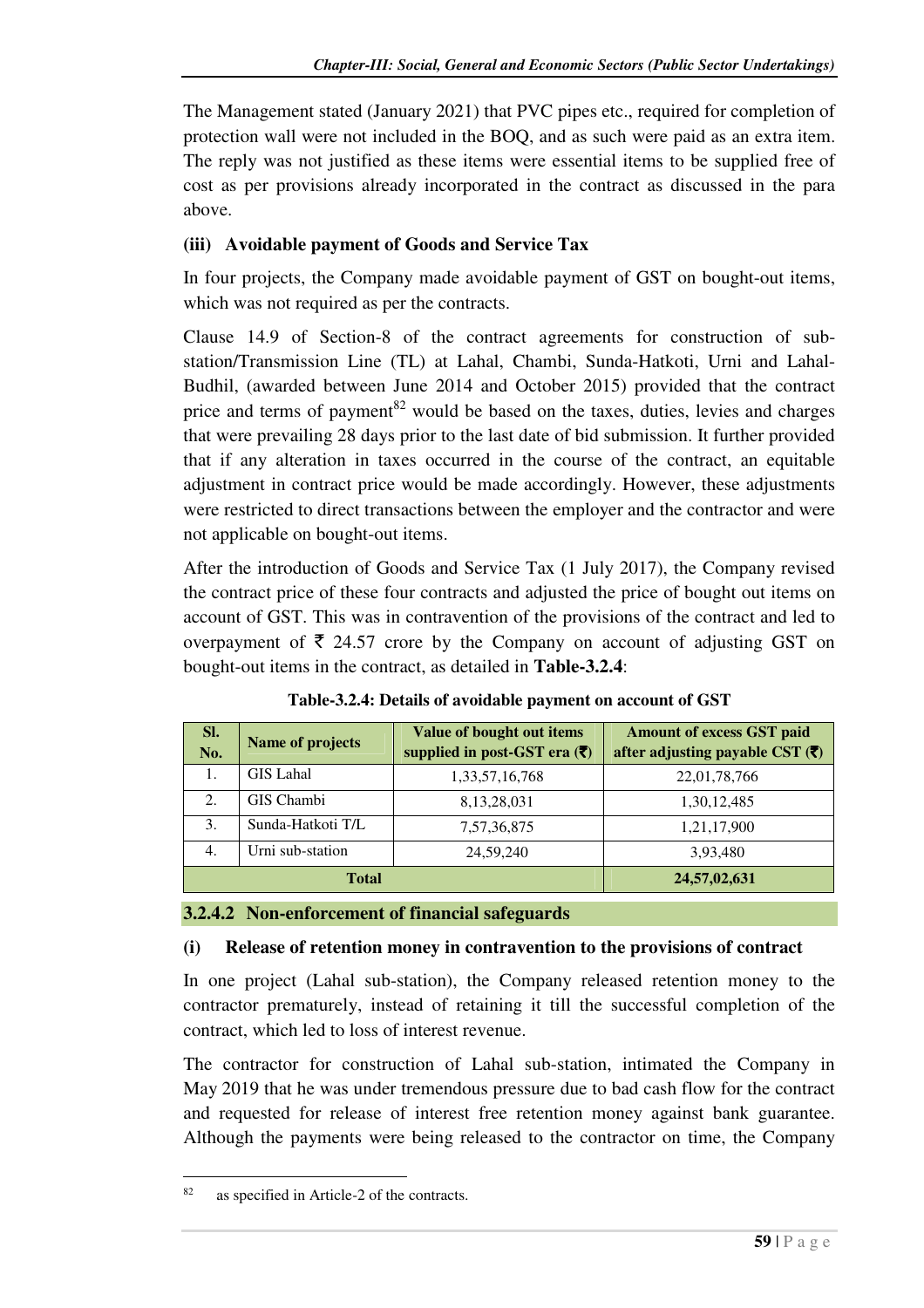The Management stated (January 2021) that PVC pipes etc., required for completion of protection wall were not included in the BOQ, and as such were paid as an extra item. The reply was not justified as these items were essential items to be supplied free of cost as per provisions already incorporated in the contract as discussed in the para above.

#### (iii) Avoidable payment of Goods and Service Tax

In four projects, the Company made avoidable payment of GST on bought-out items, which was not required as per the contracts.

Clause 14.9 of Section-8 of the contract agreements for construction of sub-station/Transmission Line (TL) at Lahal, Chambi, Sunda-Hatkoti, Urni and Lahal-Budhil, (awarded between June 2014 and October 2015) provided that the contract price and terms of payment[82] would be based on the taxes, duties, levies and charges that were prevailing 28 days prior to the last date of bid submission. It further provided that if any alteration in taxes occurred in the course of the contract, an equitable adjustment in contract price would be made accordingly. However, these adjustments were restricted to direct transactions between the employer and the contractor and were not applicable on bought-out items.

After the introduction of Goods and Service Tax (1 July 2017), the Company revised the contract price of these four contracts and adjusted the price of bought out items on account of GST. This was in contravention of the provisions of the contract and led to overpayment of ₹ 24.57 crore by the Company on account of adjusting GST on bought-out items in the contract, as detailed in **Table-3.2.4**:

**Table-3.2.4: Details of avoidable payment on account of GST**

| Sl. No. | Name of projects | Value of bought out items supplied in post-GST era (₹) | Amount of excess GST paid after adjusting payable CST (₹) |
|---|---|---|---|
| 1. | GIS Lahal | 1,33,57,16,768 | 22,01,78,766 |
| 2. | GIS Chambi | 8,13,28,031 | 1,30,12,485 |
| 3. | Sunda-Hatkoti T/L | 7,57,36,875 | 1,21,17,900 |
| 4. | Urni sub-station | 24,59,240 | 3,93,480 |
| **Total** | | | **24,57,02,631** |

### 3.2.4.2 Non-enforcement of financial safeguards

#### (i) Release of retention money in contravention to the provisions of contract

In one project (Lahal sub-station), the Company released retention money to the contractor prematurely, instead of retaining it till the successful completion of the contract, which led to loss of interest revenue.

The contractor for construction of Lahal sub-station, intimated the Company in May 2019 that he was under tremendous pressure due to bad cash flow for the contract and requested for release of interest free retention money against bank guarantee. Although the payments were being released to the contractor on time, the Company

[82] as specified in Article-2 of the contracts.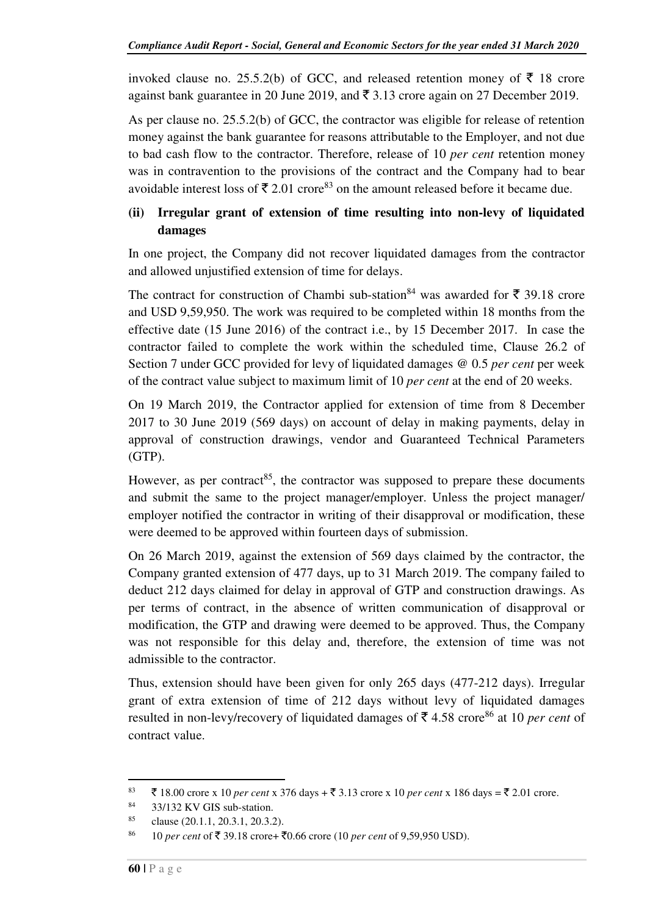invoked clause no. 25.5.2(b) of GCC, and released retention money of ₹ 18 crore against bank guarantee in 20 June 2019, and ₹ 3.13 crore again on 27 December 2019.

As per clause no. 25.5.2(b) of GCC, the contractor was eligible for release of retention money against the bank guarantee for reasons attributable to the Employer, and not due to bad cash flow to the contractor. Therefore, release of 10 *per cent* retention money was in contravention to the provisions of the contract and the Company had to bear avoidable interest loss of ₹ 2.01 crore[83] on the amount released before it became due.

### (ii) Irregular grant of extension of time resulting into non-levy of liquidated damages

In one project, the Company did not recover liquidated damages from the contractor and allowed unjustified extension of time for delays.

The contract for construction of Chambi sub-station[84] was awarded for ₹ 39.18 crore and USD 9,59,950. The work was required to be completed within 18 months from the effective date (15 June 2016) of the contract i.e., by 15 December 2017. In case the contractor failed to complete the work within the scheduled time, Clause 26.2 of Section 7 under GCC provided for levy of liquidated damages @ 0.5 *per cent* per week of the contract value subject to maximum limit of 10 *per cent* at the end of 20 weeks.

On 19 March 2019, the Contractor applied for extension of time from 8 December 2017 to 30 June 2019 (569 days) on account of delay in making payments, delay in approval of construction drawings, vendor and Guaranteed Technical Parameters (GTP).

However, as per contract[85], the contractor was supposed to prepare these documents and submit the same to the project manager/employer. Unless the project manager/ employer notified the contractor in writing of their disapproval or modification, these were deemed to be approved within fourteen days of submission.

On 26 March 2019, against the extension of 569 days claimed by the contractor, the Company granted extension of 477 days, up to 31 March 2019. The company failed to deduct 212 days claimed for delay in approval of GTP and construction drawings. As per terms of contract, in the absence of written communication of disapproval or modification, the GTP and drawing were deemed to be approved. Thus, the Company was not responsible for this delay and, therefore, the extension of time was not admissible to the contractor.

Thus, extension should have been given for only 265 days (477-212 days). Irregular grant of extra extension of time of 212 days without levy of liquidated damages resulted in non-levy/recovery of liquidated damages of ₹ 4.58 crore[86] at 10 *per cent* of contract value.

---

[83] ₹ 18.00 crore x 10 *per cent* x 376 days + ₹ 3.13 crore x 10 *per cent* x 186 days = ₹ 2.01 crore.

[84] 33/132 KV GIS sub-station.

[85] clause (20.1.1, 20.3.1, 20.3.2).

[86] 10 *per cent* of ₹ 39.18 crore+ ₹0.66 crore (10 *per cent* of 9,59,950 USD).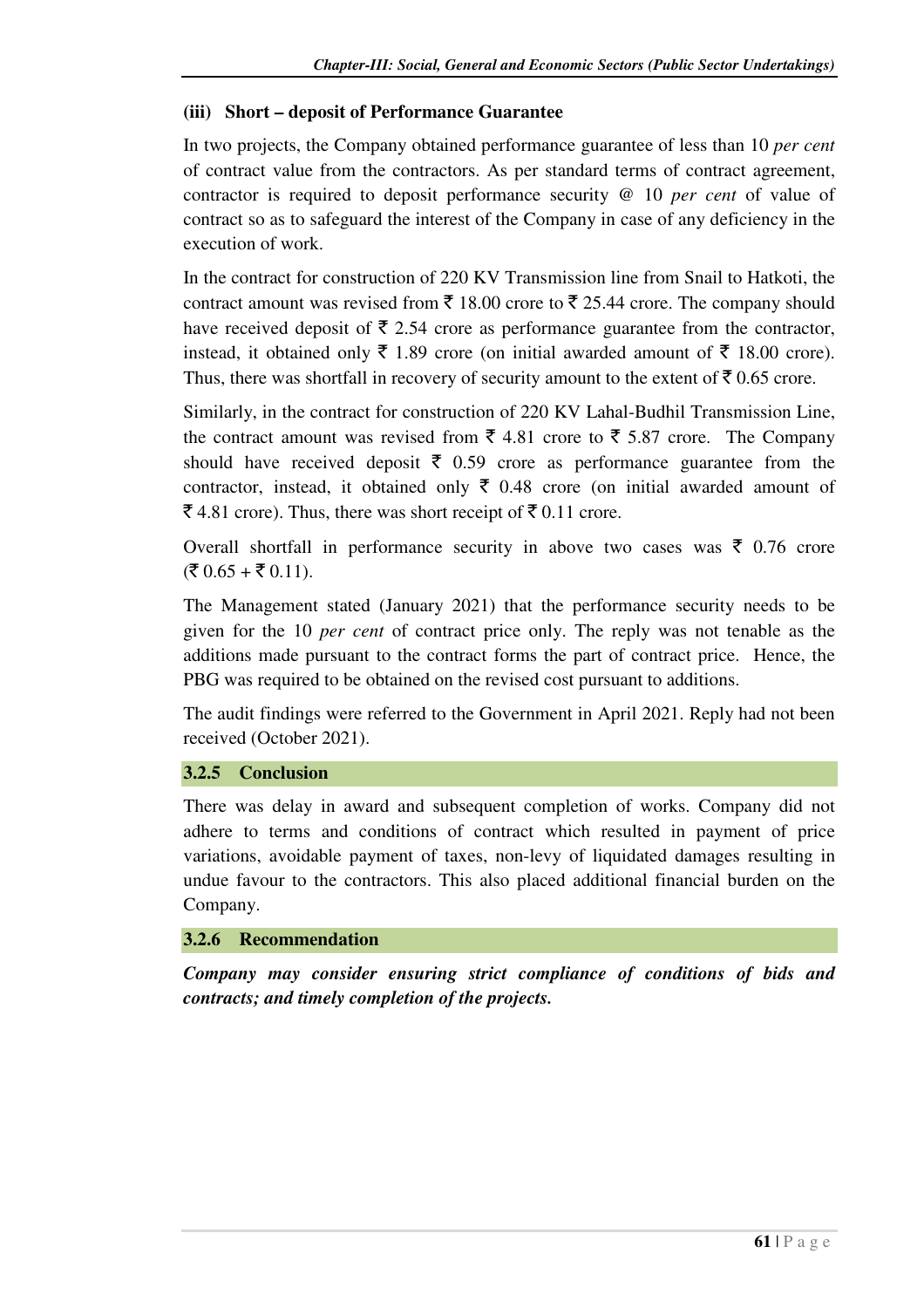### (iii) Short – deposit of Performance Guarantee

In two projects, the Company obtained performance guarantee of less than 10 *per cent* of contract value from the contractors. As per standard terms of contract agreement, contractor is required to deposit performance security @ 10 *per cent* of value of contract so as to safeguard the interest of the Company in case of any deficiency in the execution of work.

In the contract for construction of 220 KV Transmission line from Snail to Hatkoti, the contract amount was revised from ₹ 18.00 crore to ₹ 25.44 crore. The company should have received deposit of ₹ 2.54 crore as performance guarantee from the contractor, instead, it obtained only ₹ 1.89 crore (on initial awarded amount of ₹ 18.00 crore). Thus, there was shortfall in recovery of security amount to the extent of ₹ 0.65 crore.

Similarly, in the contract for construction of 220 KV Lahal-Budhil Transmission Line, the contract amount was revised from ₹ 4.81 crore to ₹ 5.87 crore. The Company should have received deposit ₹ 0.59 crore as performance guarantee from the contractor, instead, it obtained only ₹ 0.48 crore (on initial awarded amount of ₹ 4.81 crore). Thus, there was short receipt of ₹ 0.11 crore.

Overall shortfall in performance security in above two cases was ₹ 0.76 crore (₹ 0.65 + ₹ 0.11).

The Management stated (January 2021) that the performance security needs to be given for the 10 *per cent* of contract price only. The reply was not tenable as the additions made pursuant to the contract forms the part of contract price. Hence, the PBG was required to be obtained on the revised cost pursuant to additions.

The audit findings were referred to the Government in April 2021. Reply had not been received (October 2021).

## 3.2.5 Conclusion

There was delay in award and subsequent completion of works. Company did not adhere to terms and conditions of contract which resulted in payment of price variations, avoidable payment of taxes, non-levy of liquidated damages resulting in undue favour to the contractors. This also placed additional financial burden on the Company.

## 3.2.6 Recommendation

***Company may consider ensuring strict compliance of conditions of bids and contracts; and timely completion of the projects.***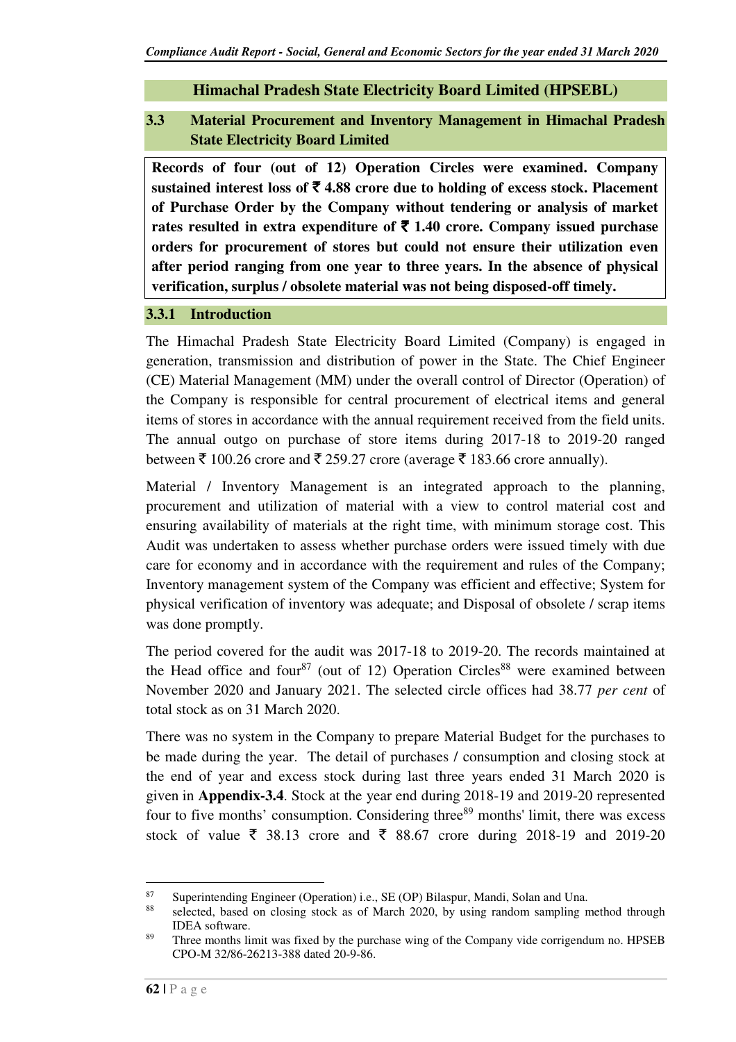## Himachal Pradesh State Electricity Board Limited (HPSEBL)

### 3.3 Material Procurement and Inventory Management in Himachal Pradesh State Electricity Board Limited

**Records of four (out of 12) Operation Circles were examined. Company sustained interest loss of ₹ 4.88 crore due to holding of excess stock. Placement of Purchase Order by the Company without tendering or analysis of market rates resulted in extra expenditure of ₹ 1.40 crore. Company issued purchase orders for procurement of stores but could not ensure their utilization even after period ranging from one year to three years. In the absence of physical verification, surplus / obsolete material was not being disposed-off timely.**

### 3.3.1 Introduction

The Himachal Pradesh State Electricity Board Limited (Company) is engaged in generation, transmission and distribution of power in the State. The Chief Engineer (CE) Material Management (MM) under the overall control of Director (Operation) of the Company is responsible for central procurement of electrical items and general items of stores in accordance with the annual requirement received from the field units. The annual outgo on purchase of store items during 2017-18 to 2019-20 ranged between ₹ 100.26 crore and ₹ 259.27 crore (average ₹ 183.66 crore annually).

Material / Inventory Management is an integrated approach to the planning, procurement and utilization of material with a view to control material cost and ensuring availability of materials at the right time, with minimum storage cost. This Audit was undertaken to assess whether purchase orders were issued timely with due care for economy and in accordance with the requirement and rules of the Company; Inventory management system of the Company was efficient and effective; System for physical verification of inventory was adequate; and Disposal of obsolete / scrap items was done promptly.

The period covered for the audit was 2017-18 to 2019-20. The records maintained at the Head office and four[87] (out of 12) Operation Circles[88] were examined between November 2020 and January 2021. The selected circle offices had 38.77 *per cent* of total stock as on 31 March 2020.

There was no system in the Company to prepare Material Budget for the purchases to be made during the year. The detail of purchases / consumption and closing stock at the end of year and excess stock during last three years ended 31 March 2020 is given in **Appendix-3.4**. Stock at the year end during 2018-19 and 2019-20 represented four to five months' consumption. Considering three[89] months' limit, there was excess stock of value ₹ 38.13 crore and ₹ 88.67 crore during 2018-19 and 2019-20

---

[87] Superintending Engineer (Operation) i.e., SE (OP) Bilaspur, Mandi, Solan and Una.

[88] selected, based on closing stock as of March 2020, by using random sampling method through IDEA software.

[89] Three months limit was fixed by the purchase wing of the Company vide corrigendum no. HPSEB CPO-M 32/86-26213-388 dated 20-9-86.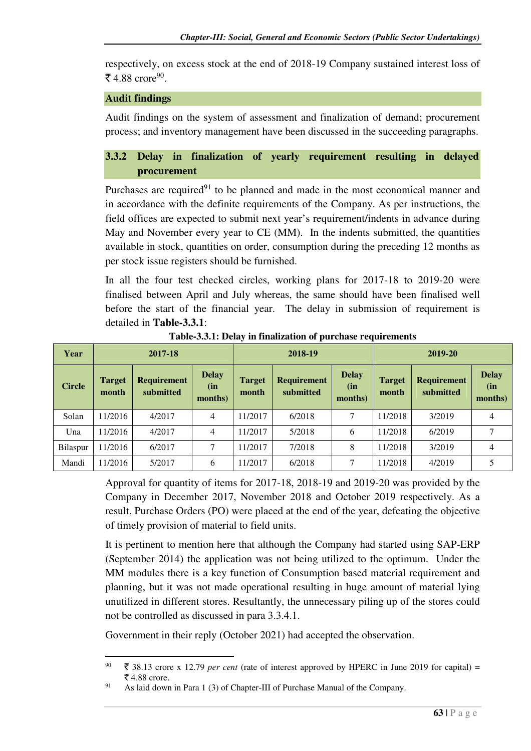respectively, on excess stock at the end of 2018-19 Company sustained interest loss of ₹ 4.88 crore[90].

**Audit findings**

Audit findings on the system of assessment and finalization of demand; procurement process; and inventory management have been discussed in the succeeding paragraphs.

### 3.3.2 Delay in finalization of yearly requirement resulting in delayed procurement

Purchases are required[91] to be planned and made in the most economical manner and in accordance with the definite requirements of the Company. As per instructions, the field offices are expected to submit next year's requirement/indents in advance during May and November every year to CE (MM). In the indents submitted, the quantities available in stock, quantities on order, consumption during the preceding 12 months as per stock issue registers should be furnished.

In all the four test checked circles, working plans for 2017-18 to 2019-20 were finalised between April and July whereas, the same should have been finalised well before the start of the financial year. The delay in submission of requirement is detailed in **Table-3.3.1**:

**Table-3.3.1: Delay in finalization of purchase requirements**

| Year | 2017-18 | | | 2018-19 | | | 2019-20 | | |
|---|---|---|---|---|---|---|---|---|---|
| Circle | Target month | Requirement submitted | Delay (in months) | Target month | Requirement submitted | Delay (in months) | Target month | Requirement submitted | Delay (in months) |
| Solan | 11/2016 | 4/2017 | 4 | 11/2017 | 6/2018 | 7 | 11/2018 | 3/2019 | 4 |
| Una | 11/2016 | 4/2017 | 4 | 11/2017 | 5/2018 | 6 | 11/2018 | 6/2019 | 7 |
| Bilaspur | 11/2016 | 6/2017 | 7 | 11/2017 | 7/2018 | 8 | 11/2018 | 3/2019 | 4 |
| Mandi | 11/2016 | 5/2017 | 6 | 11/2017 | 6/2018 | 7 | 11/2018 | 4/2019 | 5 |

Approval for quantity of items for 2017-18, 2018-19 and 2019-20 was provided by the Company in December 2017, November 2018 and October 2019 respectively. As a result, Purchase Orders (PO) were placed at the end of the year, defeating the objective of timely provision of material to field units.

It is pertinent to mention here that although the Company had started using SAP-ERP (September 2014) the application was not being utilized to the optimum. Under the MM modules there is a key function of Consumption based material requirement and planning, but it was not made operational resulting in huge amount of material lying unutilized in different stores. Resultantly, the unnecessary piling up of the stores could not be controlled as discussed in para 3.3.4.1.

Government in their reply (October 2021) had accepted the observation.

---

[90] ₹ 38.13 crore x 12.79 *per cent* (rate of interest approved by HPERC in June 2019 for capital) = ₹ 4.88 crore.

[91] As laid down in Para 1 (3) of Chapter-III of Purchase Manual of the Company.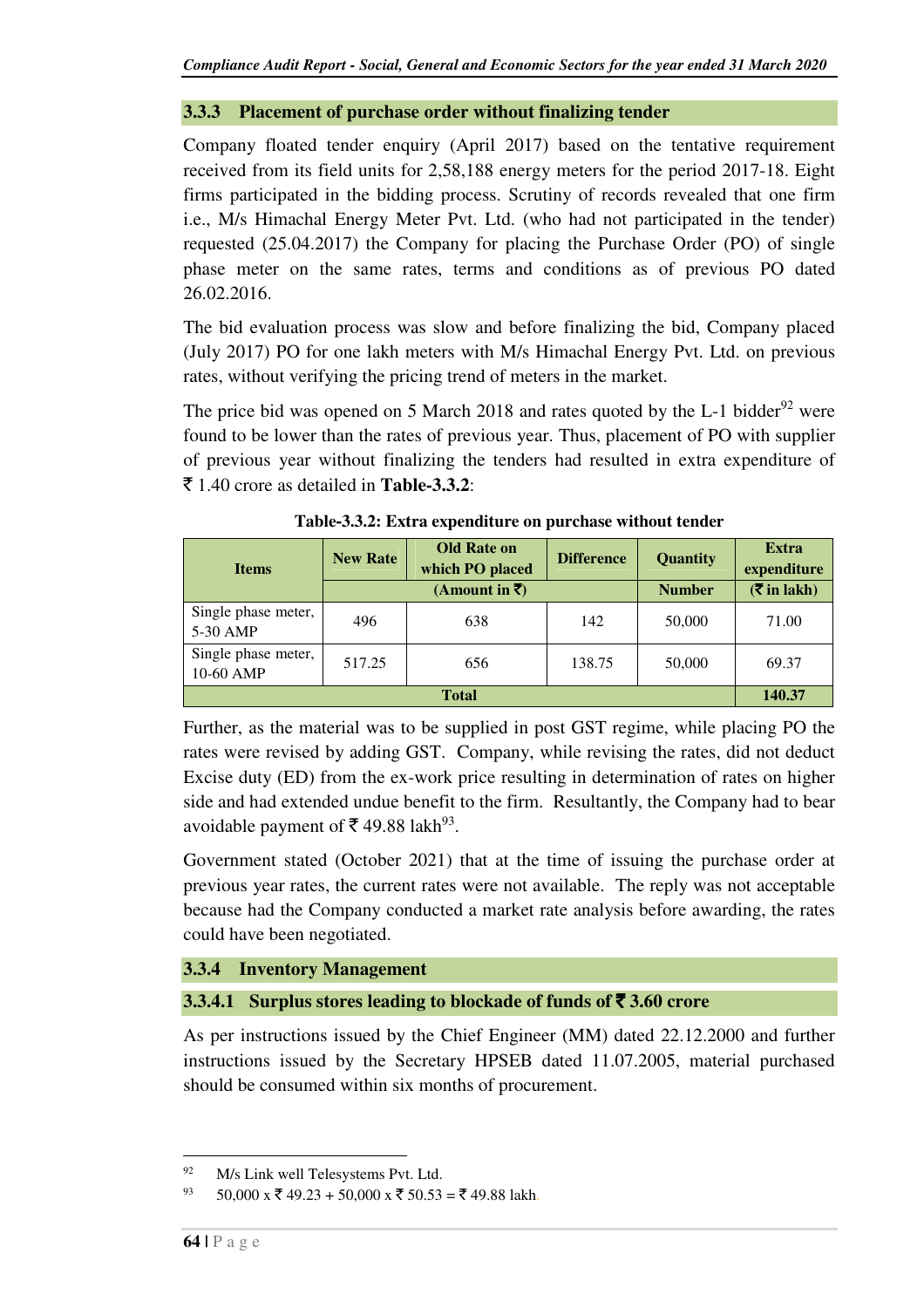### 3.3.3 Placement of purchase order without finalizing tender

Company floated tender enquiry (April 2017) based on the tentative requirement received from its field units for 2,58,188 energy meters for the period 2017-18. Eight firms participated in the bidding process. Scrutiny of records revealed that one firm i.e., M/s Himachal Energy Meter Pvt. Ltd. (who had not participated in the tender) requested (25.04.2017) the Company for placing the Purchase Order (PO) of single phase meter on the same rates, terms and conditions as of previous PO dated 26.02.2016.

The bid evaluation process was slow and before finalizing the bid, Company placed (July 2017) PO for one lakh meters with M/s Himachal Energy Pvt. Ltd. on previous rates, without verifying the pricing trend of meters in the market.

The price bid was opened on 5 March 2018 and rates quoted by the L-1 bidder[92] were found to be lower than the rates of previous year. Thus, placement of PO with supplier of previous year without finalizing the tenders had resulted in extra expenditure of ₹ 1.40 crore as detailed in **Table-3.3.2**:

**Table-3.3.2: Extra expenditure on purchase without tender**

| Items | New Rate | Old Rate on which PO placed | Difference | Quantity | Extra expenditure |
|---|---|---|---|---|---|
| | (Amount in ₹) | | | Number | (₹ in lakh) |
| Single phase meter, 5-30 AMP | 496 | 638 | 142 | 50,000 | 71.00 |
| Single phase meter, 10-60 AMP | 517.25 | 656 | 138.75 | 50,000 | 69.37 |
| **Total** | | | | | **140.37** |

Further, as the material was to be supplied in post GST regime, while placing PO the rates were revised by adding GST. Company, while revising the rates, did not deduct Excise duty (ED) from the ex-work price resulting in determination of rates on higher side and had extended undue benefit to the firm. Resultantly, the Company had to bear avoidable payment of ₹ 49.88 lakh[93].

Government stated (October 2021) that at the time of issuing the purchase order at previous year rates, the current rates were not available. The reply was not acceptable because had the Company conducted a market rate analysis before awarding, the rates could have been negotiated.

### 3.3.4 Inventory Management

#### 3.3.4.1 Surplus stores leading to blockade of funds of ₹ 3.60 crore

As per instructions issued by the Chief Engineer (MM) dated 22.12.2000 and further instructions issued by the Secretary HPSEB dated 11.07.2005, material purchased should be consumed within six months of procurement.

---

[92] M/s Link well Telesystems Pvt. Ltd.

[93] 50,000 x ₹ 49.23 + 50,000 x ₹ 50.53 = ₹ 49.88 lakh.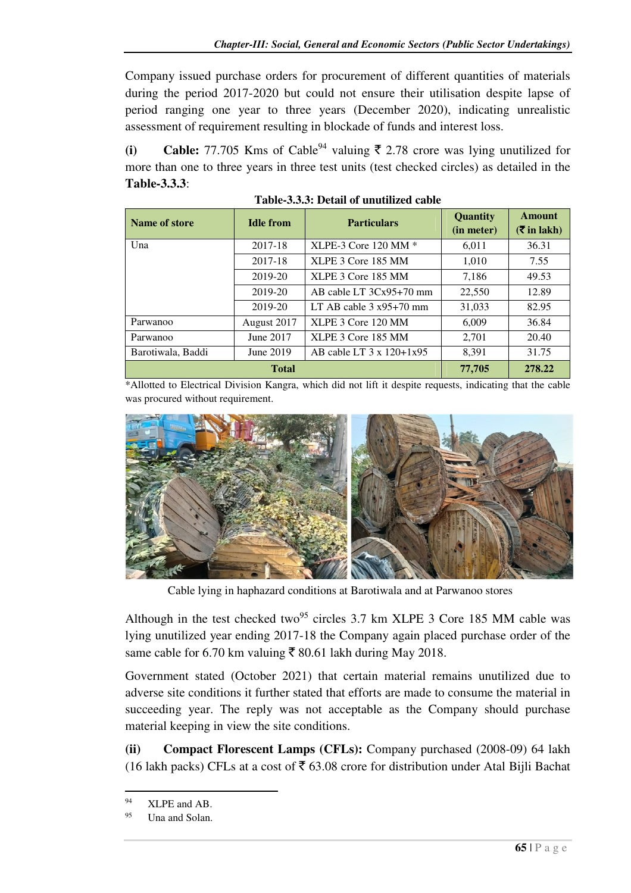Company issued purchase orders for procurement of different quantities of materials during the period 2017-2020 but could not ensure their utilisation despite lapse of period ranging one year to three years (December 2020), indicating unrealistic assessment of requirement resulting in blockade of funds and interest loss.

**(i)** **Cable:** 77.705 Kms of Cable[94] valuing ₹ 2.78 crore was lying unutilized for more than one to three years in three test units (test checked circles) as detailed in the **Table-3.3.3**:

**Table-3.3.3: Detail of unutilized cable**

| Name of store | Idle from | Particulars | Quantity (in meter) | Amount (₹ in lakh) |
|---|---|---|---|---|
| Una | 2017-18 | XLPE-3 Core 120 MM * | 6,011 | 36.31 |
| | 2017-18 | XLPE 3 Core 185 MM | 1,010 | 7.55 |
| | 2019-20 | XLPE 3 Core 185 MM | 7,186 | 49.53 |
| | 2019-20 | AB cable LT 3Cx95+70 mm | 22,550 | 12.89 |
| | 2019-20 | LT AB cable 3 x95+70 mm | 31,033 | 82.95 |
| Parwanoo | August 2017 | XLPE 3 Core 120 MM | 6,009 | 36.84 |
| Parwanoo | June 2017 | XLPE 3 Core 185 MM | 2,701 | 20.40 |
| Barotiwala, Baddi | June 2019 | AB cable LT 3 x 120+1x95 | 8,391 | 31.75 |
| **Total** | | | **77,705** | **278.22** |

*Allotted to Electrical Division Kangra, which did not lift it despite requests, indicating that the cable was procured without requirement.

Cable lying in haphazard conditions at Barotiwala and at Parwanoo stores

Although in the test checked two[95] circles 3.7 km XLPE 3 Core 185 MM cable was lying unutilized year ending 2017-18 the Company again placed purchase order of the same cable for 6.70 km valuing ₹ 80.61 lakh during May 2018.

Government stated (October 2021) that certain material remains unutilized due to adverse site conditions it further stated that efforts are made to consume the material in succeeding year. The reply was not acceptable as the Company should purchase material keeping in view the site conditions.

**(ii)** **Compact Florescent Lamps (CFLs):** Company purchased (2008-09) 64 lakh (16 lakh packs) CFLs at a cost of ₹ 63.08 crore for distribution under Atal Bijli Bachat

---

[94] XLPE and AB.

[95] Una and Solan.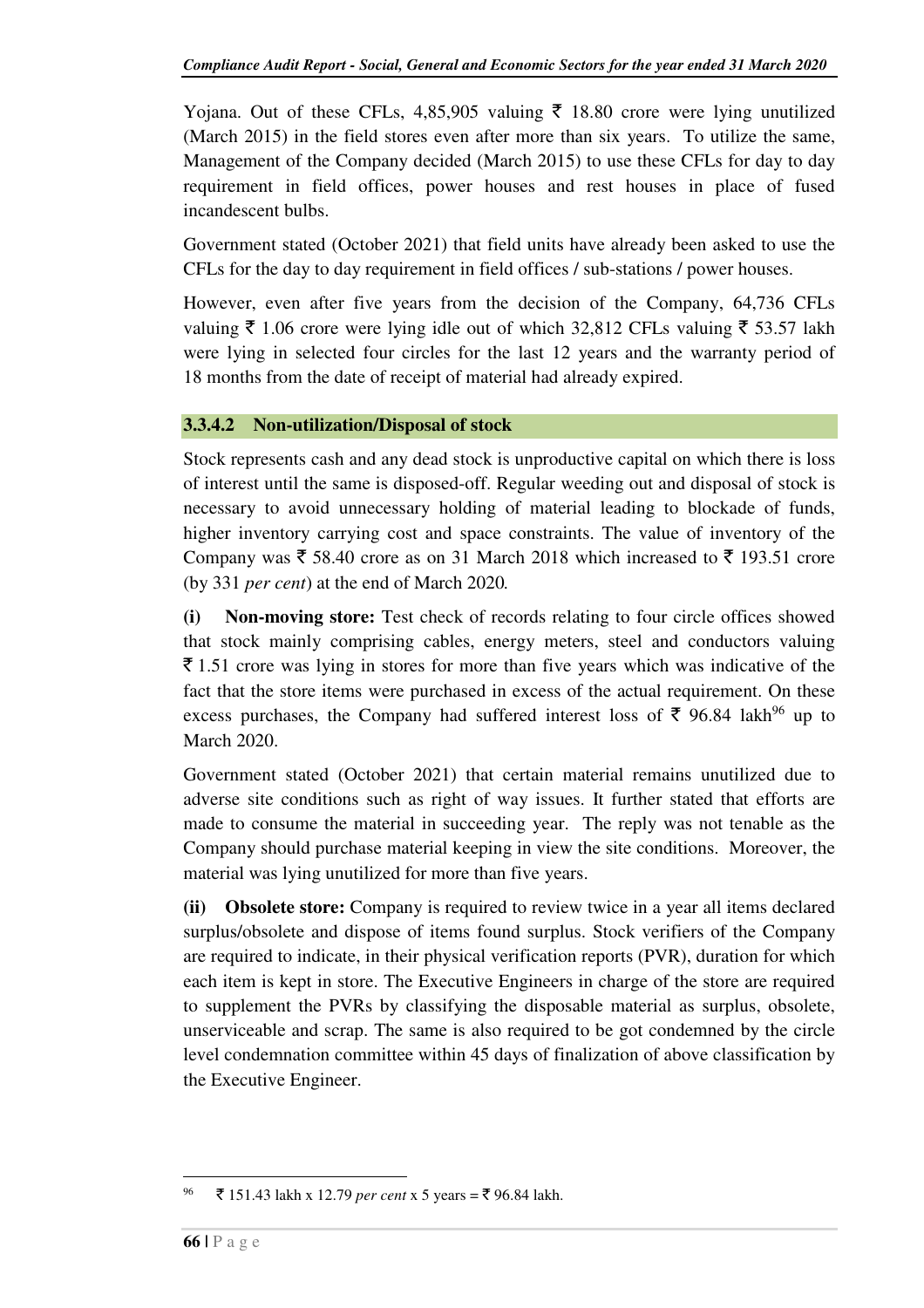Yojana. Out of these CFLs, 4,85,905 valuing ₹ 18.80 crore were lying unutilized (March 2015) in the field stores even after more than six years. To utilize the same, Management of the Company decided (March 2015) to use these CFLs for day to day requirement in field offices, power houses and rest houses in place of fused incandescent bulbs.

Government stated (October 2021) that field units have already been asked to use the CFLs for the day to day requirement in field offices / sub-stations / power houses.

However, even after five years from the decision of the Company, 64,736 CFLs valuing ₹ 1.06 crore were lying idle out of which 32,812 CFLs valuing ₹ 53.57 lakh were lying in selected four circles for the last 12 years and the warranty period of 18 months from the date of receipt of material had already expired.

### 3.3.4.2 Non-utilization/Disposal of stock

Stock represents cash and any dead stock is unproductive capital on which there is loss of interest until the same is disposed-off. Regular weeding out and disposal of stock is necessary to avoid unnecessary holding of material leading to blockade of funds, higher inventory carrying cost and space constraints. The value of inventory of the Company was ₹ 58.40 crore as on 31 March 2018 which increased to ₹ 193.51 crore (by 331 *per cent*) at the end of March 2020.

**(i) Non-moving store:** Test check of records relating to four circle offices showed that stock mainly comprising cables, energy meters, steel and conductors valuing ₹ 1.51 crore was lying in stores for more than five years which was indicative of the fact that the store items were purchased in excess of the actual requirement. On these excess purchases, the Company had suffered interest loss of ₹ 96.84 lakh[96] up to March 2020.

Government stated (October 2021) that certain material remains unutilized due to adverse site conditions such as right of way issues. It further stated that efforts are made to consume the material in succeeding year. The reply was not tenable as the Company should purchase material keeping in view the site conditions. Moreover, the material was lying unutilized for more than five years.

**(ii) Obsolete store:** Company is required to review twice in a year all items declared surplus/obsolete and dispose of items found surplus. Stock verifiers of the Company are required to indicate, in their physical verification reports (PVR), duration for which each item is kept in store. The Executive Engineers in charge of the store are required to supplement the PVRs by classifying the disposable material as surplus, obsolete, unserviceable and scrap. The same is also required to be got condemned by the circle level condemnation committee within 45 days of finalization of above classification by the Executive Engineer.

---

[96] ₹ 151.43 lakh x 12.79 *per cent* x 5 years = ₹ 96.84 lakh.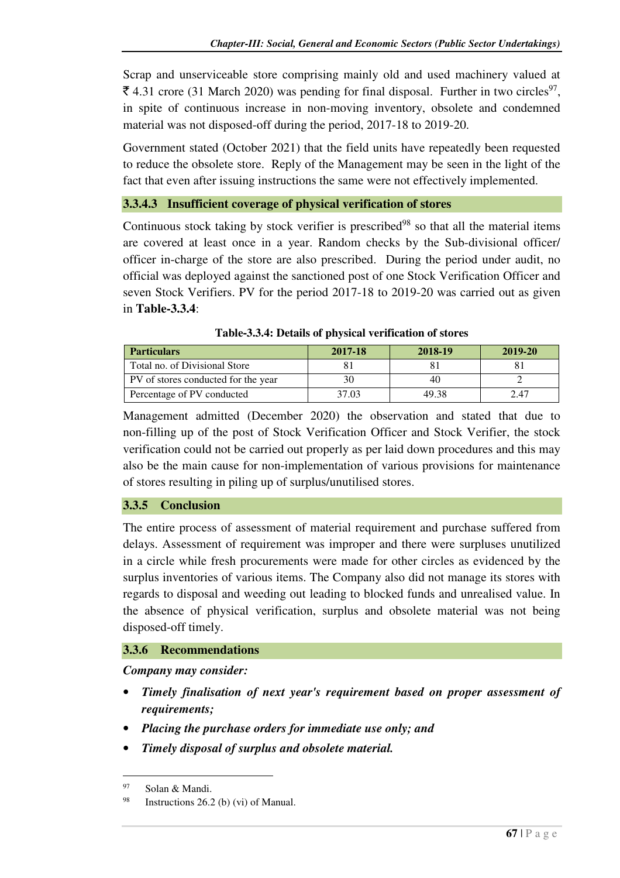Scrap and unserviceable store comprising mainly old and used machinery valued at ₹ 4.31 crore (31 March 2020) was pending for final disposal. Further in two circles[97], in spite of continuous increase in non-moving inventory, obsolete and condemned material was not disposed-off during the period, 2017-18 to 2019-20.

Government stated (October 2021) that the field units have repeatedly been requested to reduce the obsolete store. Reply of the Management may be seen in the light of the fact that even after issuing instructions the same were not effectively implemented.

#### 3.3.4.3 Insufficient coverage of physical verification of stores

Continuous stock taking by stock verifier is prescribed[98] so that all the material items are covered at least once in a year. Random checks by the Sub-divisional officer/ officer in-charge of the store are also prescribed. During the period under audit, no official was deployed against the sanctioned post of one Stock Verification Officer and seven Stock Verifiers. PV for the period 2017-18 to 2019-20 was carried out as given in **Table-3.3.4**:

**Table-3.3.4: Details of physical verification of stores**

| Particulars | 2017-18 | 2018-19 | 2019-20 |
|---|---|---|---|
| Total no. of Divisional Store | 81 | 81 | 81 |
| PV of stores conducted for the year | 30 | 40 | 2 |
| Percentage of PV conducted | 37.03 | 49.38 | 2.47 |

Management admitted (December 2020) the observation and stated that due to non-filling up of the post of Stock Verification Officer and Stock Verifier, the stock verification could not be carried out properly as per laid down procedures and this may also be the main cause for non-implementation of various provisions for maintenance of stores resulting in piling up of surplus/unutilised stores.

### 3.3.5 Conclusion

The entire process of assessment of material requirement and purchase suffered from delays. Assessment of requirement was improper and there were surpluses unutilized in a circle while fresh procurements were made for other circles as evidenced by the surplus inventories of various items. The Company also did not manage its stores with regards to disposal and weeding out leading to blocked funds and unrealised value. In the absence of physical verification, surplus and obsolete material was not being disposed-off timely.

### 3.3.6 Recommendations

***Company may consider:***

- ***Timely finalisation of next year's requirement based on proper assessment of requirements;***
- ***Placing the purchase orders for immediate use only; and***
- ***Timely disposal of surplus and obsolete material.***

---

[97] Solan & Mandi.

[98] Instructions 26.2 (b) (vi) of Manual.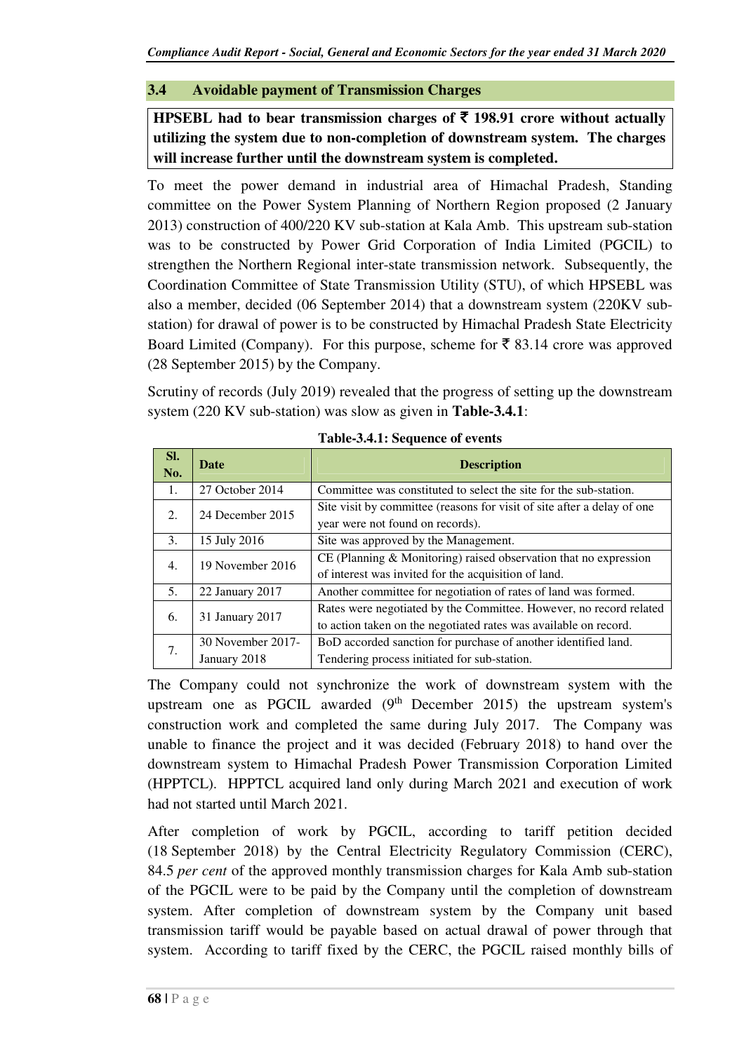## 3.4 Avoidable payment of Transmission Charges

**HPSEBL had to bear transmission charges of ₹ 198.91 crore without actually utilizing the system due to non-completion of downstream system. The charges will increase further until the downstream system is completed.**

To meet the power demand in industrial area of Himachal Pradesh, Standing committee on the Power System Planning of Northern Region proposed (2 January 2013) construction of 400/220 KV sub-station at Kala Amb. This upstream sub-station was to be constructed by Power Grid Corporation of India Limited (PGCIL) to strengthen the Northern Regional inter-state transmission network. Subsequently, the Coordination Committee of State Transmission Utility (STU), of which HPSEBL was also a member, decided (06 September 2014) that a downstream system (220KV sub-station) for drawal of power is to be constructed by Himachal Pradesh State Electricity Board Limited (Company). For this purpose, scheme for ₹ 83.14 crore was approved (28 September 2015) by the Company.

Scrutiny of records (July 2019) revealed that the progress of setting up the downstream system (220 KV sub-station) was slow as given in **Table-3.4.1**:

**Table-3.4.1: Sequence of events**

| Sl. No. | Date | Description |
|---|---|---|
| 1. | 27 October 2014 | Committee was constituted to select the site for the sub-station. |
| 2. | 24 December 2015 | Site visit by committee (reasons for visit of site after a delay of one year were not found on records). |
| 3. | 15 July 2016 | Site was approved by the Management. |
| 4. | 19 November 2016 | CE (Planning & Monitoring) raised observation that no expression of interest was invited for the acquisition of land. |
| 5. | 22 January 2017 | Another committee for negotiation of rates of land was formed. |
| 6. | 31 January 2017 | Rates were negotiated by the Committee. However, no record related to action taken on the negotiated rates was available on record. |
| 7. | 30 November 2017-January 2018 | BoD accorded sanction for purchase of another identified land. Tendering process initiated for sub-station. |

The Company could not synchronize the work of downstream system with the upstream one as PGCIL awarded (9th December 2015) the upstream system's construction work and completed the same during July 2017. The Company was unable to finance the project and it was decided (February 2018) to hand over the downstream system to Himachal Pradesh Power Transmission Corporation Limited (HPPTCL). HPPTCL acquired land only during March 2021 and execution of work had not started until March 2021.

After completion of work by PGCIL, according to tariff petition decided (18 September 2018) by the Central Electricity Regulatory Commission (CERC), 84.5 *per cent* of the approved monthly transmission charges for Kala Amb sub-station of the PGCIL were to be paid by the Company until the completion of downstream system. After completion of downstream system by the Company unit based transmission tariff would be payable based on actual drawal of power through that system. According to tariff fixed by the CERC, the PGCIL raised monthly bills of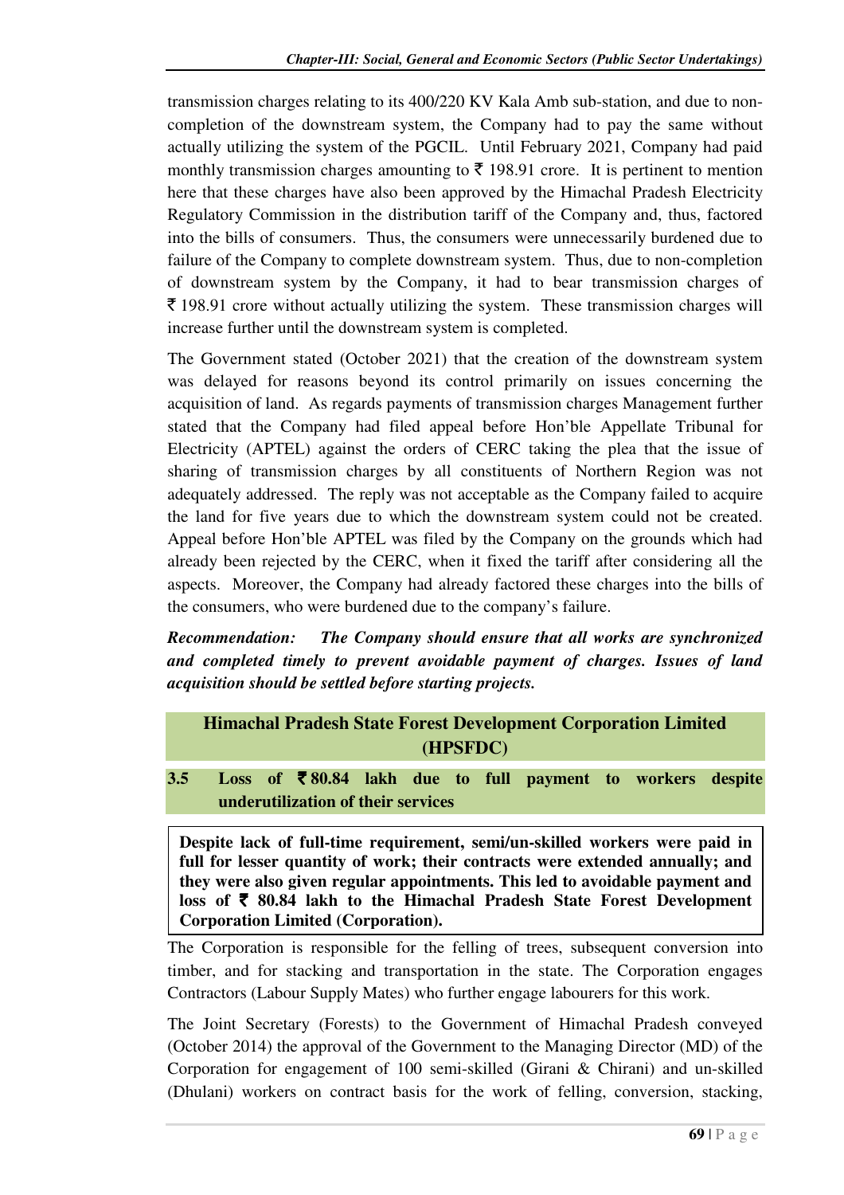transmission charges relating to its 400/220 KV Kala Amb sub-station, and due to non-completion of the downstream system, the Company had to pay the same without actually utilizing the system of the PGCIL. Until February 2021, Company had paid monthly transmission charges amounting to ₹ 198.91 crore. It is pertinent to mention here that these charges have also been approved by the Himachal Pradesh Electricity Regulatory Commission in the distribution tariff of the Company and, thus, factored into the bills of consumers. Thus, the consumers were unnecessarily burdened due to failure of the Company to complete downstream system. Thus, due to non-completion of downstream system by the Company, it had to bear transmission charges of ₹ 198.91 crore without actually utilizing the system. These transmission charges will increase further until the downstream system is completed.

The Government stated (October 2021) that the creation of the downstream system was delayed for reasons beyond its control primarily on issues concerning the acquisition of land. As regards payments of transmission charges Management further stated that the Company had filed appeal before Hon'ble Appellate Tribunal for Electricity (APTEL) against the orders of CERC taking the plea that the issue of sharing of transmission charges by all constituents of Northern Region was not adequately addressed. The reply was not acceptable as the Company failed to acquire the land for five years due to which the downstream system could not be created. Appeal before Hon'ble APTEL was filed by the Company on the grounds which had already been rejected by the CERC, when it fixed the tariff after considering all the aspects. Moreover, the Company had already factored these charges into the bills of the consumers, who were burdened due to the company's failure.

***Recommendation:*** ***The Company should ensure that all works are synchronized and completed timely to prevent avoidable payment of charges. Issues of land acquisition should be settled before starting projects.***

## Himachal Pradesh State Forest Development Corporation Limited (HPSFDC)

### 3.5 Loss of ₹ 80.84 lakh due to full payment to workers despite underutilization of their services

**Despite lack of full-time requirement, semi/un-skilled workers were paid in full for lesser quantity of work; their contracts were extended annually; and they were also given regular appointments. This led to avoidable payment and loss of ₹ 80.84 lakh to the Himachal Pradesh State Forest Development Corporation Limited (Corporation).**

The Corporation is responsible for the felling of trees, subsequent conversion into timber, and for stacking and transportation in the state. The Corporation engages Contractors (Labour Supply Mates) who further engage labourers for this work.

The Joint Secretary (Forests) to the Government of Himachal Pradesh conveyed (October 2014) the approval of the Government to the Managing Director (MD) of the Corporation for engagement of 100 semi-skilled (Girani & Chirani) and un-skilled (Dhulani) workers on contract basis for the work of felling, conversion, stacking,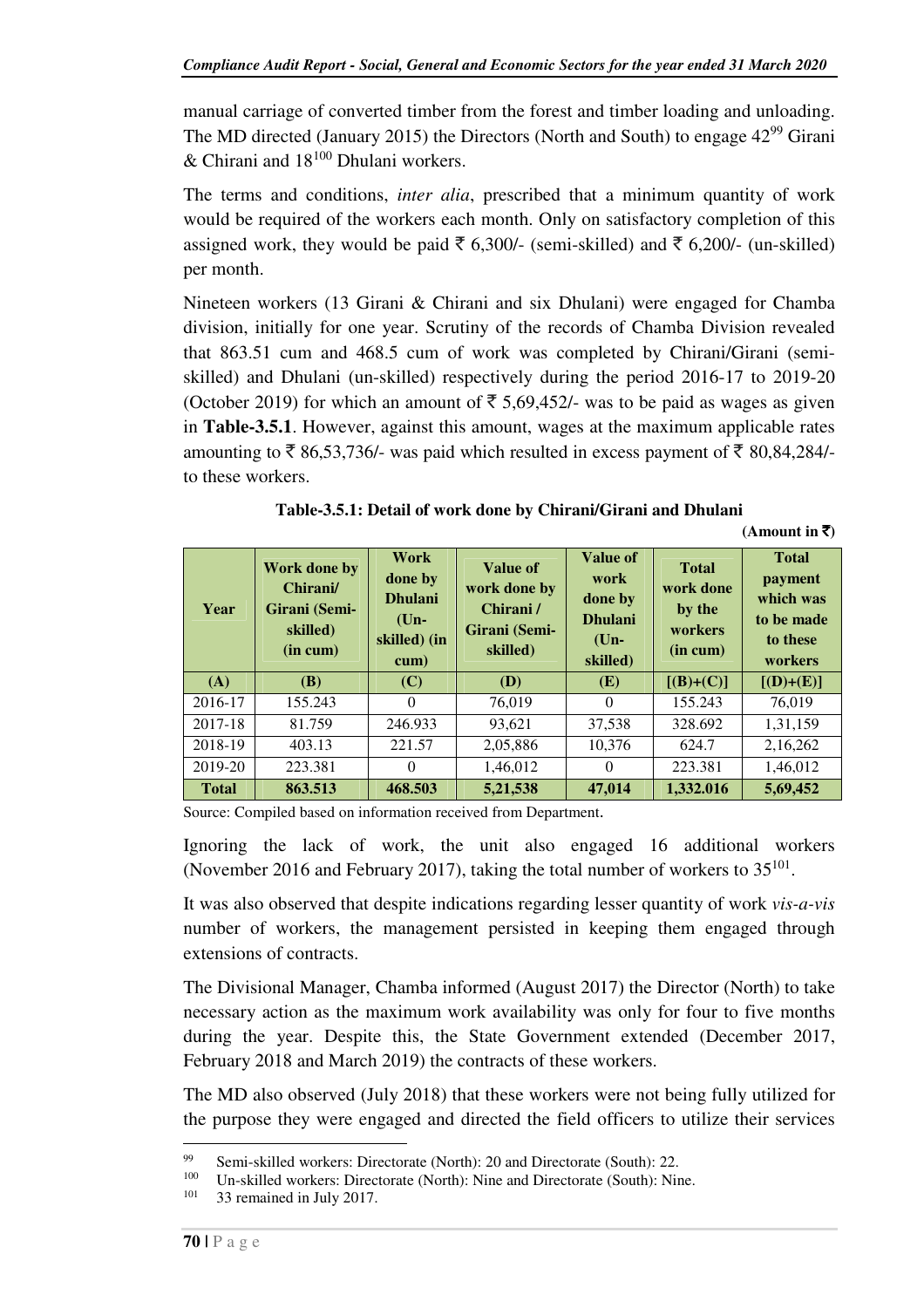manual carriage of converted timber from the forest and timber loading and unloading. The MD directed (January 2015) the Directors (North and South) to engage 42[99] Girani & Chirani and 18[100] Dhulani workers.

The terms and conditions, *inter alia*, prescribed that a minimum quantity of work would be required of the workers each month. Only on satisfactory completion of this assigned work, they would be paid ₹ 6,300/- (semi-skilled) and ₹ 6,200/- (un-skilled) per month.

Nineteen workers (13 Girani & Chirani and six Dhulani) were engaged for Chamba division, initially for one year. Scrutiny of the records of Chamba Division revealed that 863.51 cum and 468.5 cum of work was completed by Chirani/Girani (semi-skilled) and Dhulani (un-skilled) respectively during the period 2016-17 to 2019-20 (October 2019) for which an amount of ₹ 5,69,452/- was to be paid as wages as given in **Table-3.5.1**. However, against this amount, wages at the maximum applicable rates amounting to ₹ 86,53,736/- was paid which resulted in excess payment of ₹ 80,84,284/- to these workers.

**Table-3.5.1: Detail of work done by Chirani/Girani and Dhulani**

**(Amount in ₹)**

| Year | Work done by Chirani/ Girani (Semi-skilled) (in cum) | Work done by Dhulani (Un-skilled) (in cum) | Value of work done by Chirani / Girani (Semi-skilled) | Value of work done by Dhulani (Un-skilled) | Total work done by the workers (in cum) | Total payment which was to be made to these workers |
|---|---|---|---|---|---|---|
| **(A)** | **(B)** | **(C)** | **(D)** | **(E)** | **[(B)+(C)]** | **[(D)+(E)]** |
| 2016-17 | 155.243 | 0 | 76,019 | 0 | 155.243 | 76,019 |
| 2017-18 | 81.759 | 246.933 | 93,621 | 37,538 | 328.692 | 1,31,159 |
| 2018-19 | 403.13 | 221.57 | 2,05,886 | 10,376 | 624.7 | 2,16,262 |
| 2019-20 | 223.381 | 0 | 1,46,012 | 0 | 223.381 | 1,46,012 |
| **Total** | **863.513** | **468.503** | **5,21,538** | **47,014** | **1,332.016** | **5,69,452** |

Source: Compiled based on information received from Department.

Ignoring the lack of work, the unit also engaged 16 additional workers (November 2016 and February 2017), taking the total number of workers to 35[101].

It was also observed that despite indications regarding lesser quantity of work *vis-a-vis* number of workers, the management persisted in keeping them engaged through extensions of contracts.

The Divisional Manager, Chamba informed (August 2017) the Director (North) to take necessary action as the maximum work availability was only for four to five months during the year. Despite this, the State Government extended (December 2017, February 2018 and March 2019) the contracts of these workers.

The MD also observed (July 2018) that these workers were not being fully utilized for the purpose they were engaged and directed the field officers to utilize their services

---

[99] Semi-skilled workers: Directorate (North): 20 and Directorate (South): 22.

[100] Un-skilled workers: Directorate (North): Nine and Directorate (South): Nine.

[101] 33 remained in July 2017.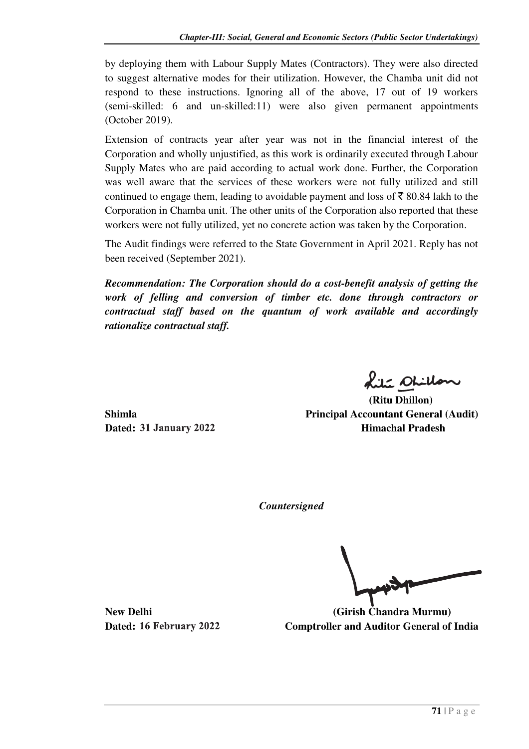by deploying them with Labour Supply Mates (Contractors). They were also directed to suggest alternative modes for their utilization. However, the Chamba unit did not respond to these instructions. Ignoring all of the above, 17 out of 19 workers (semi-skilled: 6 and un-skilled:11) were also given permanent appointments (October 2019).

Extension of contracts year after year was not in the financial interest of the Corporation and wholly unjustified, as this work is ordinarily executed through Labour Supply Mates who are paid according to actual work done. Further, the Corporation was well aware that the services of these workers were not fully utilized and still continued to engage them, leading to avoidable payment and loss of ₹ 80.84 lakh to the Corporation in Chamba unit. The other units of the Corporation also reported that these workers were not fully utilized, yet no concrete action was taken by the Corporation.

The Audit findings were referred to the State Government in April 2021. Reply has not been received (September 2021).

***Recommendation: The Corporation should do a cost-benefit analysis of getting the work of felling and conversion of timber etc. done through contractors or contractual staff based on the quantum of work available and accordingly rationalize contractual staff.***

**(Ritu Dhillon)**
**Principal Accountant General (Audit)**
**Himachal Pradesh**

**Shimla**
**Dated: 31 January 2022**

*Countersigned*

**(Girish Chandra Murmu)**
**Comptroller and Auditor General of India**

**New Delhi**
**Dated: 16 February 2022**